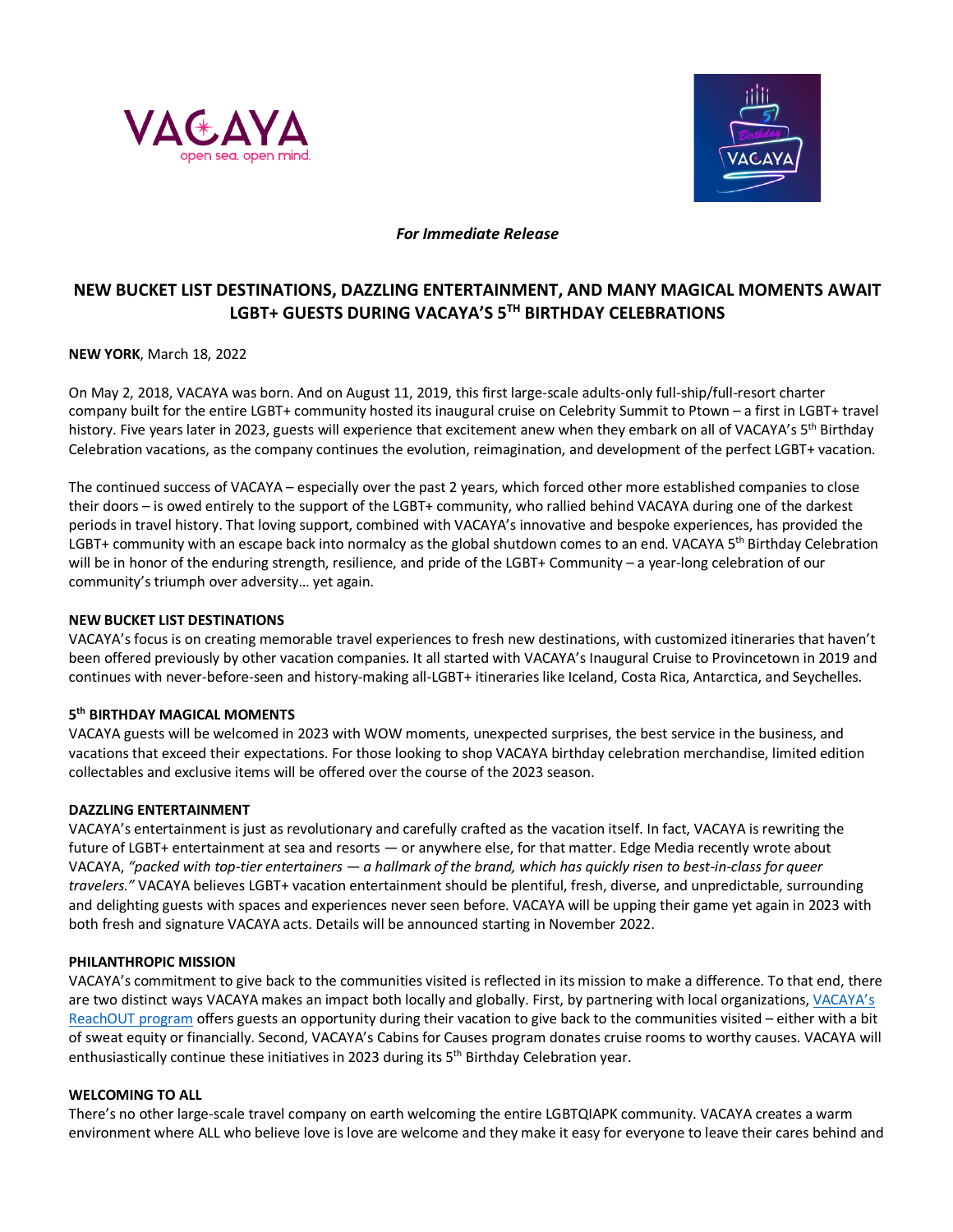*For Immediate Release*

# NEW BUCKET LIST DESTINATIONS, DAZZLING ENTERTAINMENT, AND MANY MAGICAL MOMENTS AWAIT LGBT+ GUESTS DURING VACAYA'S 5TH BIRTHDAY CELEBRATIONS

**NEW YORK**, March 18, 2022

On May 2, 2018, VACAYA was born. And on August 11, 2019, this first large-scale adults-only full-ship/full-resort charter company built for the entire LGBT+ community hosted its inaugural cruise on Celebrity Summit to Ptown – a first in LGBT+ travel history. Five years later in 2023, guests will experience that excitement anew when they embark on all of VACAYA's 5th Birthday Celebration vacations, as the company continues the evolution, reimagination, and development of the perfect LGBT+ vacation.

The continued success of VACAYA – especially over the past 2 years, which forced other more established companies to close their doors – is owed entirely to the support of the LGBT+ community, who rallied behind VACAYA during one of the darkest periods in travel history. That loving support, combined with VACAYA's innovative and bespoke experiences, has provided the LGBT+ community with an escape back into normalcy as the global shutdown comes to an end. VACAYA 5th Birthday Celebration will be in honor of the enduring strength, resilience, and pride of the LGBT+ Community – a year-long celebration of our community's triumph over adversity… yet again.

**NEW BUCKET LIST DESTINATIONS**

VACAYA's focus is on creating memorable travel experiences to fresh new destinations, with customized itineraries that haven't been offered previously by other vacation companies. It all started with VACAYA's Inaugural Cruise to Provincetown in 2019 and continues with never-before-seen and history-making all-LGBT+ itineraries like Iceland, Costa Rica, Antarctica, and Seychelles.

**5th BIRTHDAY MAGICAL MOMENTS**

VACAYA guests will be welcomed in 2023 with WOW moments, unexpected surprises, the best service in the business, and vacations that exceed their expectations. For those looking to shop VACAYA birthday celebration merchandise, limited edition collectables and exclusive items will be offered over the course of the 2023 season.

**DAZZLING ENTERTAINMENT**

VACAYA's entertainment is just as revolutionary and carefully crafted as the vacation itself. In fact, VACAYA is rewriting the future of LGBT+ entertainment at sea and resorts — or anywhere else, for that matter. Edge Media recently wrote about VACAYA, *"packed with top-tier entertainers — a hallmark of the brand, which has quickly risen to best-in-class for queer travelers."* VACAYA believes LGBT+ vacation entertainment should be plentiful, fresh, diverse, and unpredictable, surrounding and delighting guests with spaces and experiences never seen before. VACAYA will be upping their game yet again in 2023 with both fresh and signature VACAYA acts. Details will be announced starting in November 2022.

**PHILANTHROPIC MISSION**

VACAYA's commitment to give back to the communities visited is reflected in its mission to make a difference. To that end, there are two distinct ways VACAYA makes an impact both locally and globally. First, by partnering with local organizations, VACAYA's ReachOUT program offers guests an opportunity during their vacation to give back to the communities visited – either with a bit of sweat equity or financially. Second, VACAYA's Cabins for Causes program donates cruise rooms to worthy causes. VACAYA will enthusiastically continue these initiatives in 2023 during its 5th Birthday Celebration year.

**WELCOMING TO ALL**

There's no other large-scale travel company on earth welcoming the entire LGBTQIAPK community. VACAYA creates a warm environment where ALL who believe love is love are welcome and they make it easy for everyone to leave their cares behind and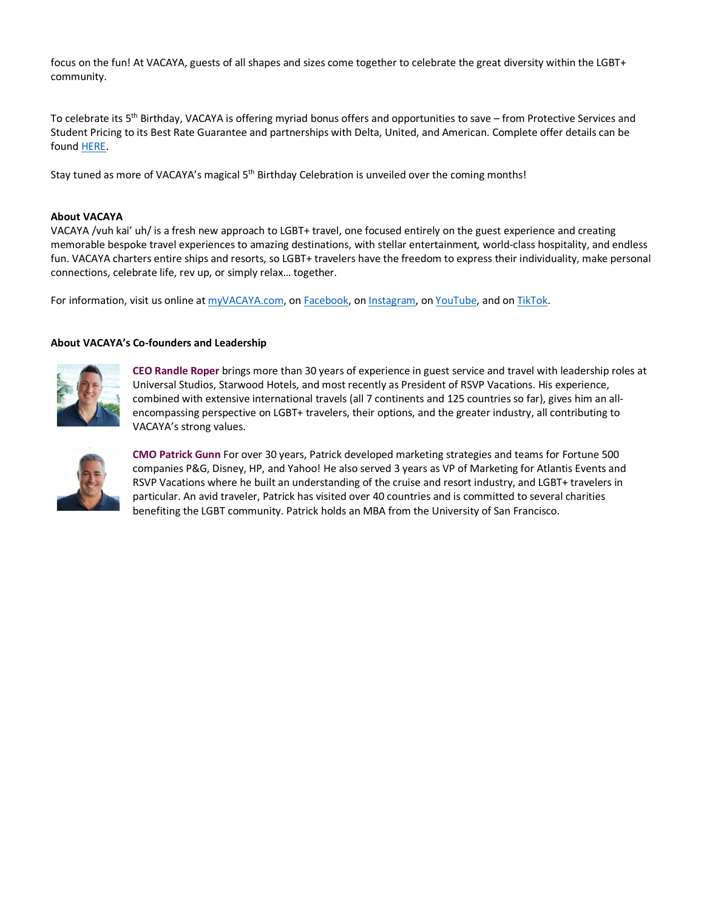focus on the fun! At VACAYA, guests of all shapes and sizes come together to celebrate the great diversity within the LGBT+ community.

To celebrate its 5th Birthday, VACAYA is offering myriad bonus offers and opportunities to save – from Protective Services and Student Pricing to its Best Rate Guarantee and partnerships with Delta, United, and American. Complete offer details can be found HERE.

Stay tuned as more of VACAYA's magical 5th Birthday Celebration is unveiled over the coming months!

**About VACAYA**

VACAYA /vuh kai' uh/ is a fresh new approach to LGBT+ travel, one focused entirely on the guest experience and creating memorable bespoke travel experiences to amazing destinations, with stellar entertainment, world-class hospitality, and endless fun. VACAYA charters entire ships and resorts, so LGBT+ travelers have the freedom to express their individuality, make personal connections, celebrate life, rev up, or simply relax… together.

For information, visit us online at myVACAYA.com, on Facebook, on Instagram, on YouTube, and on TikTok.

**About VACAYA's Co-founders and Leadership**

**CEO Randle Roper** brings more than 30 years of experience in guest service and travel with leadership roles at Universal Studios, Starwood Hotels, and most recently as President of RSVP Vacations. His experience, combined with extensive international travels (all 7 continents and 125 countries so far), gives him an all-encompassing perspective on LGBT+ travelers, their options, and the greater industry, all contributing to VACAYA's strong values.

**CMO Patrick Gunn** For over 30 years, Patrick developed marketing strategies and teams for Fortune 500 companies P&G, Disney, HP, and Yahoo! He also served 3 years as VP of Marketing for Atlantis Events and RSVP Vacations where he built an understanding of the cruise and resort industry, and LGBT+ travelers in particular. An avid traveler, Patrick has visited over 40 countries and is committed to several charities benefiting the LGBT community. Patrick holds an MBA from the University of San Francisco.